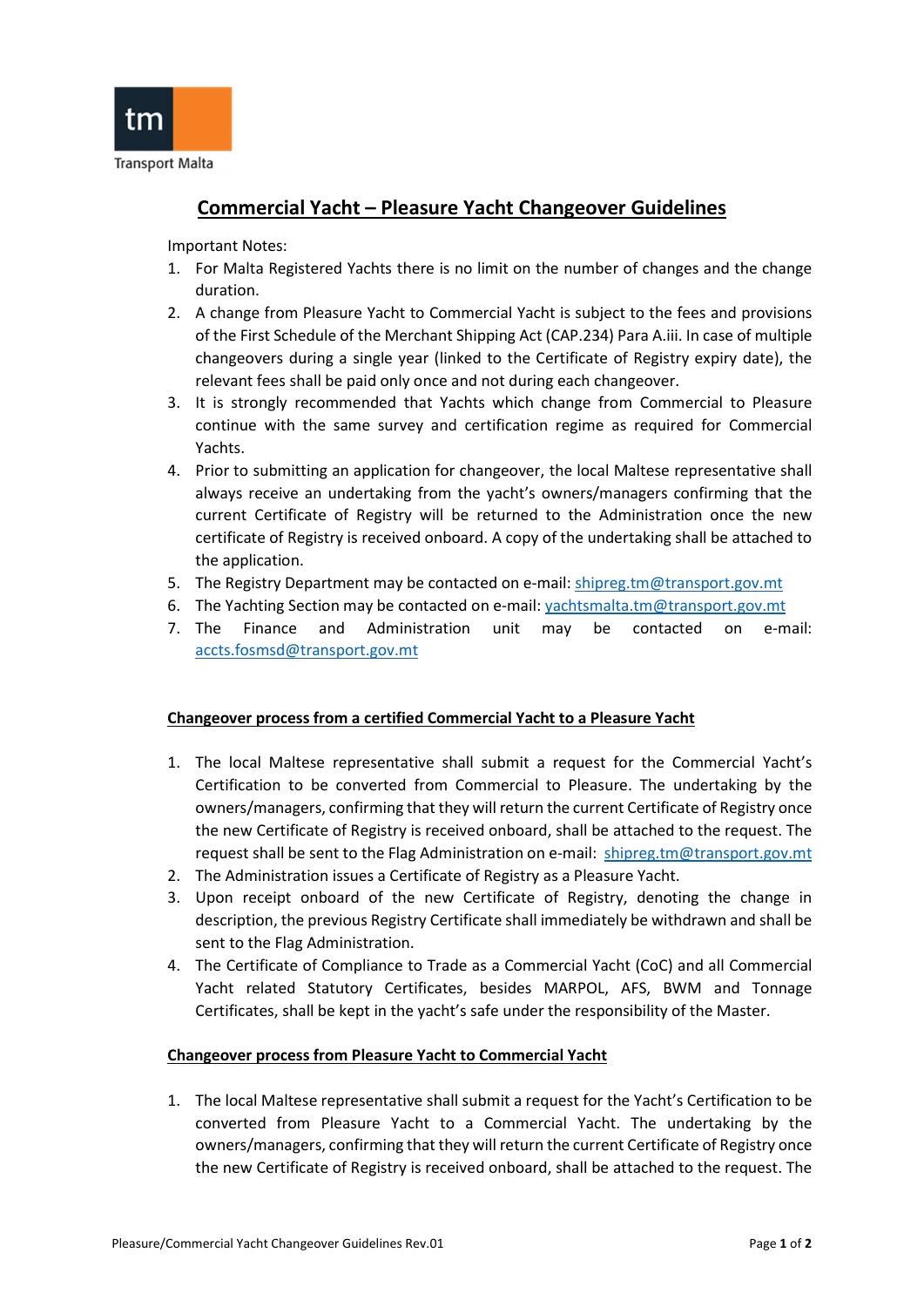# Commercial Yacht – Pleasure Yacht Changeover Guidelines

Important Notes:

1. For Malta Registered Yachts there is no limit on the number of changes and the change duration.
2. A change from Pleasure Yacht to Commercial Yacht is subject to the fees and provisions of the First Schedule of the Merchant Shipping Act (CAP.234) Para A.iii. In case of multiple changeovers during a single year (linked to the Certificate of Registry expiry date), the relevant fees shall be paid only once and not during each changeover.
3. It is strongly recommended that Yachts which change from Commercial to Pleasure continue with the same survey and certification regime as required for Commercial Yachts.
4. Prior to submitting an application for changeover, the local Maltese representative shall always receive an undertaking from the yacht's owners/managers confirming that the current Certificate of Registry will be returned to the Administration once the new certificate of Registry is received onboard. A copy of the undertaking shall be attached to the application.
5. The Registry Department may be contacted on e-mail: shipreg.tm@transport.gov.mt
6. The Yachting Section may be contacted on e-mail: yachtsmalta.tm@transport.gov.mt
7. The Finance and Administration unit may be contacted on e-mail: accts.fosmsd@transport.gov.mt

## Changeover process from a certified Commercial Yacht to a Pleasure Yacht

1. The local Maltese representative shall submit a request for the Commercial Yacht's Certification to be converted from Commercial to Pleasure. The undertaking by the owners/managers, confirming that they will return the current Certificate of Registry once the new Certificate of Registry is received onboard, shall be attached to the request. The request shall be sent to the Flag Administration on e-mail: shipreg.tm@transport.gov.mt
2. The Administration issues a Certificate of Registry as a Pleasure Yacht.
3. Upon receipt onboard of the new Certificate of Registry, denoting the change in description, the previous Registry Certificate shall immediately be withdrawn and shall be sent to the Flag Administration.
4. The Certificate of Compliance to Trade as a Commercial Yacht (CoC) and all Commercial Yacht related Statutory Certificates, besides MARPOL, AFS, BWM and Tonnage Certificates, shall be kept in the yacht's safe under the responsibility of the Master.

## Changeover process from Pleasure Yacht to Commercial Yacht

1. The local Maltese representative shall submit a request for the Yacht's Certification to be converted from Pleasure Yacht to a Commercial Yacht. The undertaking by the owners/managers, confirming that they will return the current Certificate of Registry once the new Certificate of Registry is received onboard, shall be attached to the request. The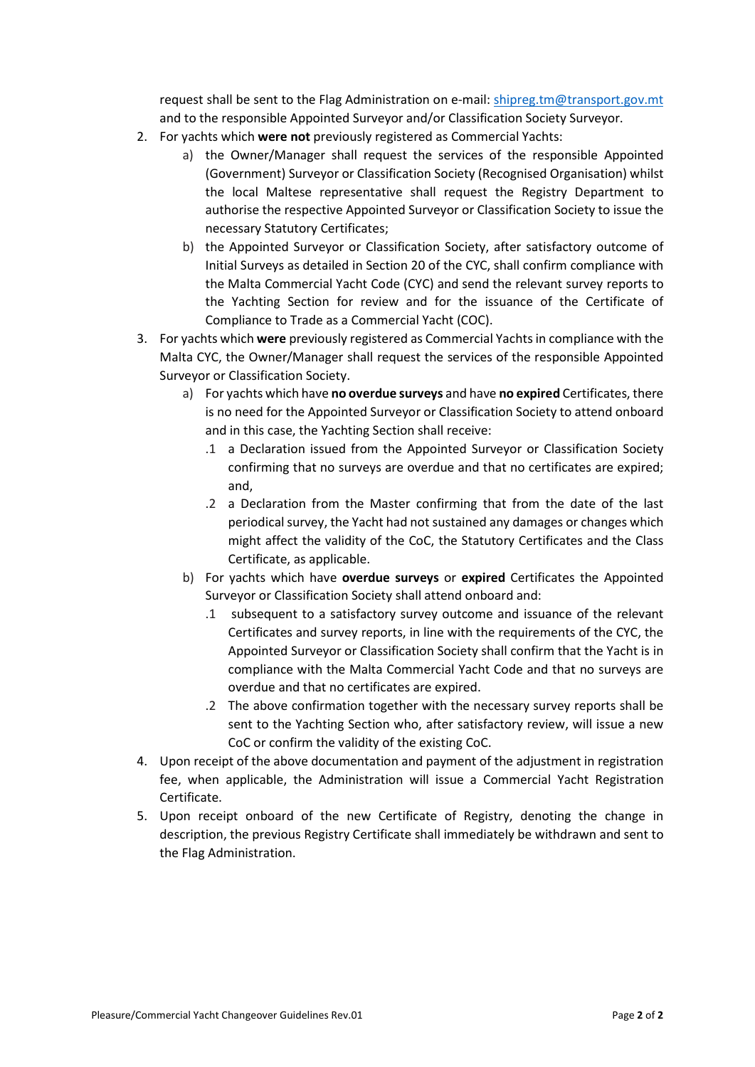request shall be sent to the Flag Administration on e-mail: shipreg.tm@transport.gov.mt and to the responsible Appointed Surveyor and/or Classification Society Surveyor.

2. For yachts which **were not** previously registered as Commercial Yachts:
   a) the Owner/Manager shall request the services of the responsible Appointed (Government) Surveyor or Classification Society (Recognised Organisation) whilst the local Maltese representative shall request the Registry Department to authorise the respective Appointed Surveyor or Classification Society to issue the necessary Statutory Certificates;
   b) the Appointed Surveyor or Classification Society, after satisfactory outcome of Initial Surveys as detailed in Section 20 of the CYC, shall confirm compliance with the Malta Commercial Yacht Code (CYC) and send the relevant survey reports to the Yachting Section for review and for the issuance of the Certificate of Compliance to Trade as a Commercial Yacht (COC).
3. For yachts which **were** previously registered as Commercial Yachts in compliance with the Malta CYC, the Owner/Manager shall request the services of the responsible Appointed Surveyor or Classification Society.
   a) For yachts which have **no overdue surveys** and have **no expired** Certificates, there is no need for the Appointed Surveyor or Classification Society to attend onboard and in this case, the Yachting Section shall receive:
      .1 a Declaration issued from the Appointed Surveyor or Classification Society confirming that no surveys are overdue and that no certificates are expired; and,
      .2 a Declaration from the Master confirming that from the date of the last periodical survey, the Yacht had not sustained any damages or changes which might affect the validity of the CoC, the Statutory Certificates and the Class Certificate, as applicable.
   b) For yachts which have **overdue surveys** or **expired** Certificates the Appointed Surveyor or Classification Society shall attend onboard and:
      .1 subsequent to a satisfactory survey outcome and issuance of the relevant Certificates and survey reports, in line with the requirements of the CYC, the Appointed Surveyor or Classification Society shall confirm that the Yacht is in compliance with the Malta Commercial Yacht Code and that no surveys are overdue and that no certificates are expired.
      .2 The above confirmation together with the necessary survey reports shall be sent to the Yachting Section who, after satisfactory review, will issue a new CoC or confirm the validity of the existing CoC.
4. Upon receipt of the above documentation and payment of the adjustment in registration fee, when applicable, the Administration will issue a Commercial Yacht Registration Certificate.
5. Upon receipt onboard of the new Certificate of Registry, denoting the change in description, the previous Registry Certificate shall immediately be withdrawn and sent to the Flag Administration.